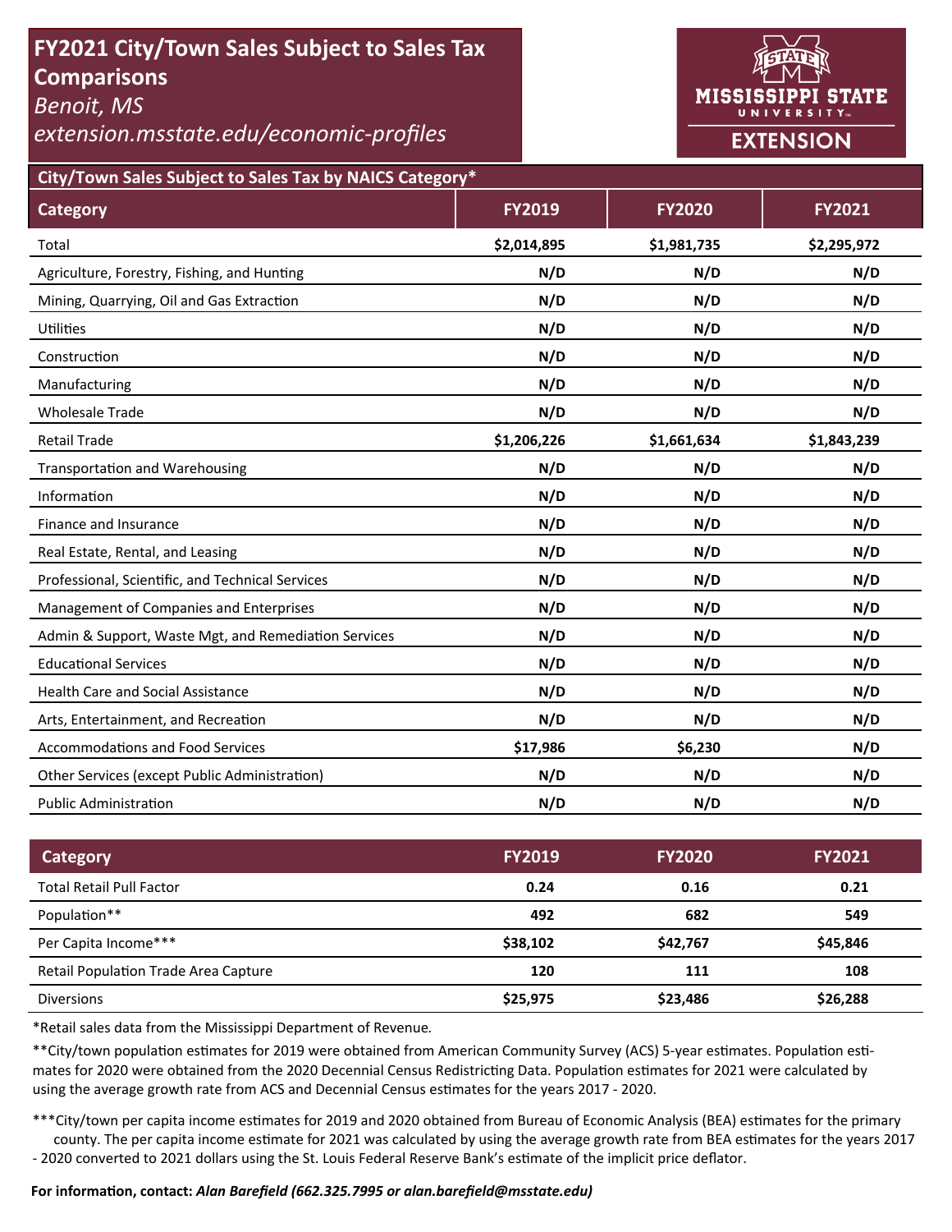# FY2021 City/Town Sales Subject to Sales Tax Comparisons

*Benoit, MS*

*extension.msstate.edu/economic-profiles*

MISSISSIPPI STATE UNIVERSITY EXTENSION

## City/Town Sales Subject to Sales Tax by NAICS Category*

| Category | FY2019 | FY2020 | FY2021 |
|---|---|---|---|
| Total | **$2,014,895** | **$1,981,735** | **$2,295,972** |
| Agriculture, Forestry, Fishing, and Hunting | **N/D** | **N/D** | **N/D** |
| Mining, Quarrying, Oil and Gas Extraction | **N/D** | **N/D** | **N/D** |
| Utilities | **N/D** | **N/D** | **N/D** |
| Construction | **N/D** | **N/D** | **N/D** |
| Manufacturing | **N/D** | **N/D** | **N/D** |
| Wholesale Trade | **N/D** | **N/D** | **N/D** |
| Retail Trade | **$1,206,226** | **$1,661,634** | **$1,843,239** |
| Transportation and Warehousing | **N/D** | **N/D** | **N/D** |
| Information | **N/D** | **N/D** | **N/D** |
| Finance and Insurance | **N/D** | **N/D** | **N/D** |
| Real Estate, Rental, and Leasing | **N/D** | **N/D** | **N/D** |
| Professional, Scientific, and Technical Services | **N/D** | **N/D** | **N/D** |
| Management of Companies and Enterprises | **N/D** | **N/D** | **N/D** |
| Admin & Support, Waste Mgt, and Remediation Services | **N/D** | **N/D** | **N/D** |
| Educational Services | **N/D** | **N/D** | **N/D** |
| Health Care and Social Assistance | **N/D** | **N/D** | **N/D** |
| Arts, Entertainment, and Recreation | **N/D** | **N/D** | **N/D** |
| Accommodations and Food Services | **$17,986** | **$6,230** | **N/D** |
| Other Services (except Public Administration) | **N/D** | **N/D** | **N/D** |
| Public Administration | **N/D** | **N/D** | **N/D** |

| Category | FY2019 | FY2020 | FY2021 |
|---|---|---|---|
| Total Retail Pull Factor | **0.24** | **0.16** | **0.21** |
| Population** | **492** | **682** | **549** |
| Per Capita Income*** | **$38,102** | **$42,767** | **$45,846** |
| Retail Population Trade Area Capture | **120** | **111** | **108** |
| Diversions | **$25,975** | **$23,486** | **$26,288** |

*Retail sales data from the Mississippi Department of Revenue.

**City/town population estimates for 2019 were obtained from American Community Survey (ACS) 5-year estimates. Population estimates for 2020 were obtained from the 2020 Decennial Census Redistricting Data. Population estimates for 2021 were calculated by using the average growth rate from ACS and Decennial Census estimates for the years 2017 - 2020.

***City/town per capita income estimates for 2019 and 2020 obtained from Bureau of Economic Analysis (BEA) estimates for the primary county. The per capita income estimate for 2021 was calculated by using the average growth rate from BEA estimates for the years 2017 - 2020 converted to 2021 dollars using the St. Louis Federal Reserve Bank's estimate of the implicit price deflator.

**For information, contact:** ***Alan Barefield (662.325.7995 or alan.barefield@msstate.edu)***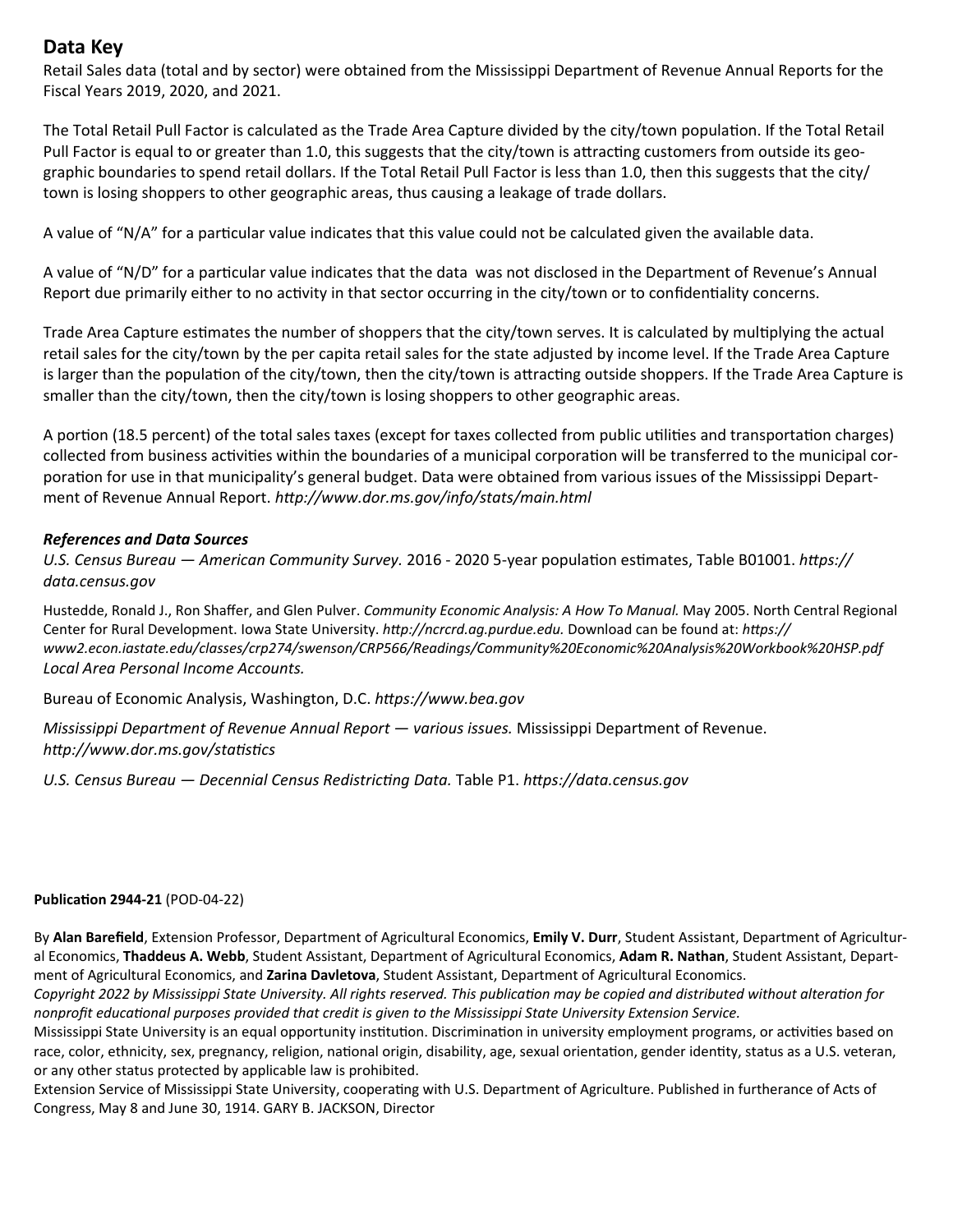## Data Key

Retail Sales data (total and by sector) were obtained from the Mississippi Department of Revenue Annual Reports for the Fiscal Years 2019, 2020, and 2021.

The Total Retail Pull Factor is calculated as the Trade Area Capture divided by the city/town population. If the Total Retail Pull Factor is equal to or greater than 1.0, this suggests that the city/town is attracting customers from outside its geographic boundaries to spend retail dollars. If the Total Retail Pull Factor is less than 1.0, then this suggests that the city/town is losing shoppers to other geographic areas, thus causing a leakage of trade dollars.

A value of "N/A" for a particular value indicates that this value could not be calculated given the available data.

A value of "N/D" for a particular value indicates that the data was not disclosed in the Department of Revenue's Annual Report due primarily either to no activity in that sector occurring in the city/town or to confidentiality concerns.

Trade Area Capture estimates the number of shoppers that the city/town serves. It is calculated by multiplying the actual retail sales for the city/town by the per capita retail sales for the state adjusted by income level. If the Trade Area Capture is larger than the population of the city/town, then the city/town is attracting outside shoppers. If the Trade Area Capture is smaller than the city/town, then the city/town is losing shoppers to other geographic areas.

A portion (18.5 percent) of the total sales taxes (except for taxes collected from public utilities and transportation charges) collected from business activities within the boundaries of a municipal corporation will be transferred to the municipal corporation for use in that municipality's general budget. Data were obtained from various issues of the Mississippi Department of Revenue Annual Report. *http://www.dor.ms.gov/info/stats/main.html*

### *References and Data Sources*

*U.S. Census Bureau — American Community Survey.* 2016 - 2020 5-year population estimates, Table B01001. *https://data.census.gov*

Hustedde, Ronald J., Ron Shaffer, and Glen Pulver. *Community Economic Analysis: A How To Manual.* May 2005. North Central Regional Center for Rural Development. Iowa State University. *http://ncrcrd.ag.purdue.edu.* Download can be found at: *https://www2.econ.iastate.edu/classes/crp274/swenson/CRP566/Readings/Community%20Economic%20Analysis%20Workbook%20HSP.pdf* *Local Area Personal Income Accounts.*

Bureau of Economic Analysis, Washington, D.C. *https://www.bea.gov*

*Mississippi Department of Revenue Annual Report — various issues.* Mississippi Department of Revenue. *http://www.dor.ms.gov/statistics*

*U.S. Census Bureau — Decennial Census Redistricting Data.* Table P1. *https://data.census.gov*

**Publication 2944-21** (POD-04-22)

By **Alan Barefield**, Extension Professor, Department of Agricultural Economics, **Emily V. Durr**, Student Assistant, Department of Agricultural Economics, **Thaddeus A. Webb**, Student Assistant, Department of Agricultural Economics, **Adam R. Nathan**, Student Assistant, Department of Agricultural Economics, and **Zarina Davletova**, Student Assistant, Department of Agricultural Economics.

*Copyright 2022 by Mississippi State University. All rights reserved. This publication may be copied and distributed without alteration for nonprofit educational purposes provided that credit is given to the Mississippi State University Extension Service.*

Mississippi State University is an equal opportunity institution. Discrimination in university employment programs, or activities based on race, color, ethnicity, sex, pregnancy, religion, national origin, disability, age, sexual orientation, gender identity, status as a U.S. veteran, or any other status protected by applicable law is prohibited.

Extension Service of Mississippi State University, cooperating with U.S. Department of Agriculture. Published in furtherance of Acts of Congress, May 8 and June 30, 1914. GARY B. JACKSON, Director